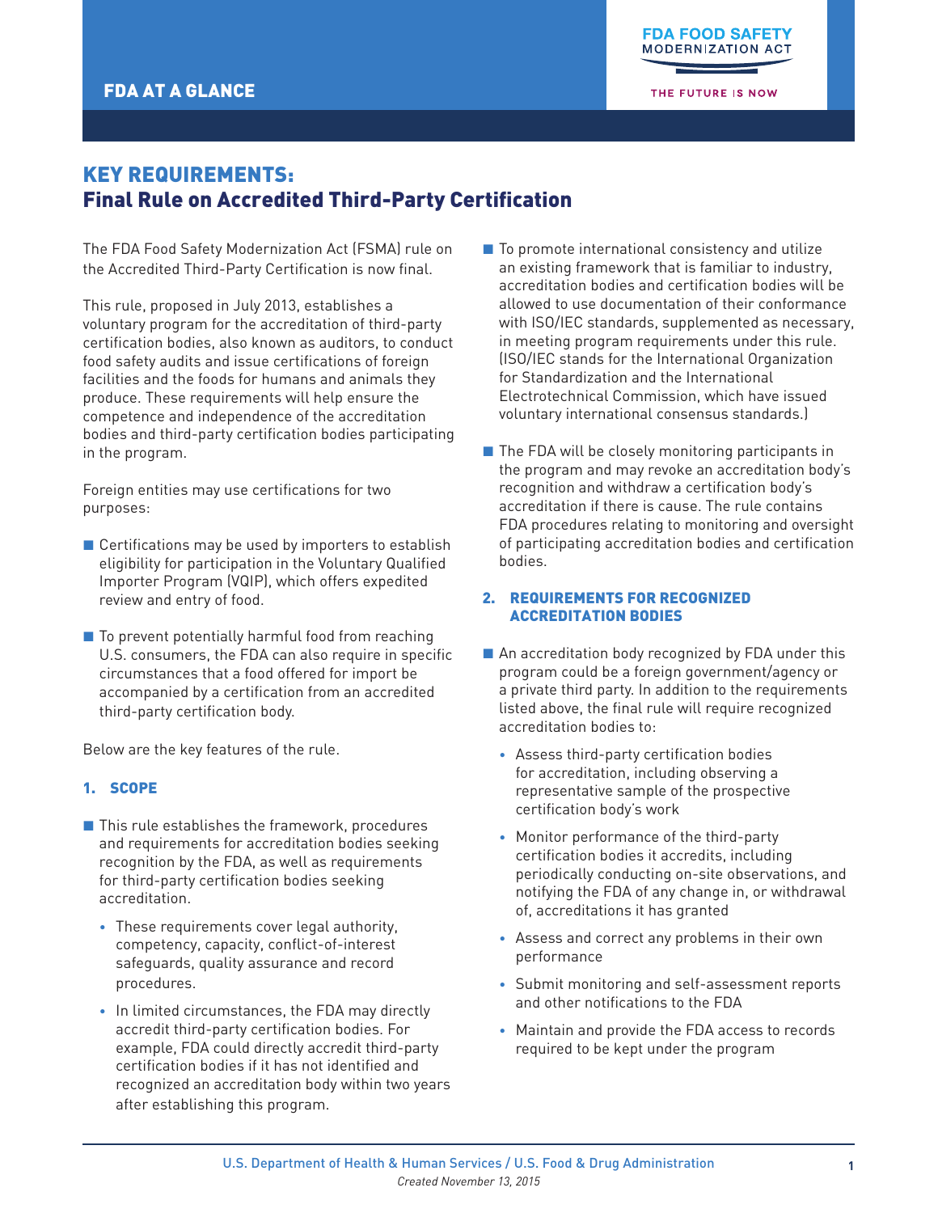FDA AT A GLANCE

FDA FOOD SAFETY MODERNIZATION ACT

THE FUTURE IS NOW

# KEY REQUIREMENTS: Final Rule on Accredited Third-Party Certification

The FDA Food Safety Modernization Act (FSMA) rule on the Accredited Third-Party Certification is now final.

This rule, proposed in July 2013, establishes a voluntary program for the accreditation of third-party certification bodies, also known as auditors, to conduct food safety audits and issue certifications of foreign facilities and the foods for humans and animals they produce. These requirements will help ensure the competence and independence of the accreditation bodies and third-party certification bodies participating in the program.

Foreign entities may use certifications for two purposes:

- Certifications may be used by importers to establish eligibility for participation in the Voluntary Qualified Importer Program (VQIP), which offers expedited review and entry of food.
- To prevent potentially harmful food from reaching U.S. consumers, the FDA can also require in specific circumstances that a food offered for import be accompanied by a certification from an accredited third-party certification body.

Below are the key features of the rule.

## 1. SCOPE

- This rule establishes the framework, procedures and requirements for accreditation bodies seeking recognition by the FDA, as well as requirements for third-party certification bodies seeking accreditation.
  - These requirements cover legal authority, competency, capacity, conflict-of-interest safeguards, quality assurance and record procedures.
  - In limited circumstances, the FDA may directly accredit third-party certification bodies. For example, FDA could directly accredit third-party certification bodies if it has not identified and recognized an accreditation body within two years after establishing this program.
- To promote international consistency and utilize an existing framework that is familiar to industry, accreditation bodies and certification bodies will be allowed to use documentation of their conformance with ISO/IEC standards, supplemented as necessary, in meeting program requirements under this rule. (ISO/IEC stands for the International Organization for Standardization and the International Electrotechnical Commission, which have issued voluntary international consensus standards.)
- The FDA will be closely monitoring participants in the program and may revoke an accreditation body's recognition and withdraw a certification body's accreditation if there is cause. The rule contains FDA procedures relating to monitoring and oversight of participating accreditation bodies and certification bodies.

## 2. REQUIREMENTS FOR RECOGNIZED ACCREDITATION BODIES

- An accreditation body recognized by FDA under this program could be a foreign government/agency or a private third party. In addition to the requirements listed above, the final rule will require recognized accreditation bodies to:
  - Assess third-party certification bodies for accreditation, including observing a representative sample of the prospective certification body's work
  - Monitor performance of the third-party certification bodies it accredits, including periodically conducting on-site observations, and notifying the FDA of any change in, or withdrawal of, accreditations it has granted
  - Assess and correct any problems in their own performance
  - Submit monitoring and self-assessment reports and other notifications to the FDA
  - Maintain and provide the FDA access to records required to be kept under the program

U.S. Department of Health & Human Services / U.S. Food & Drug Administration

*Created November 13, 2015*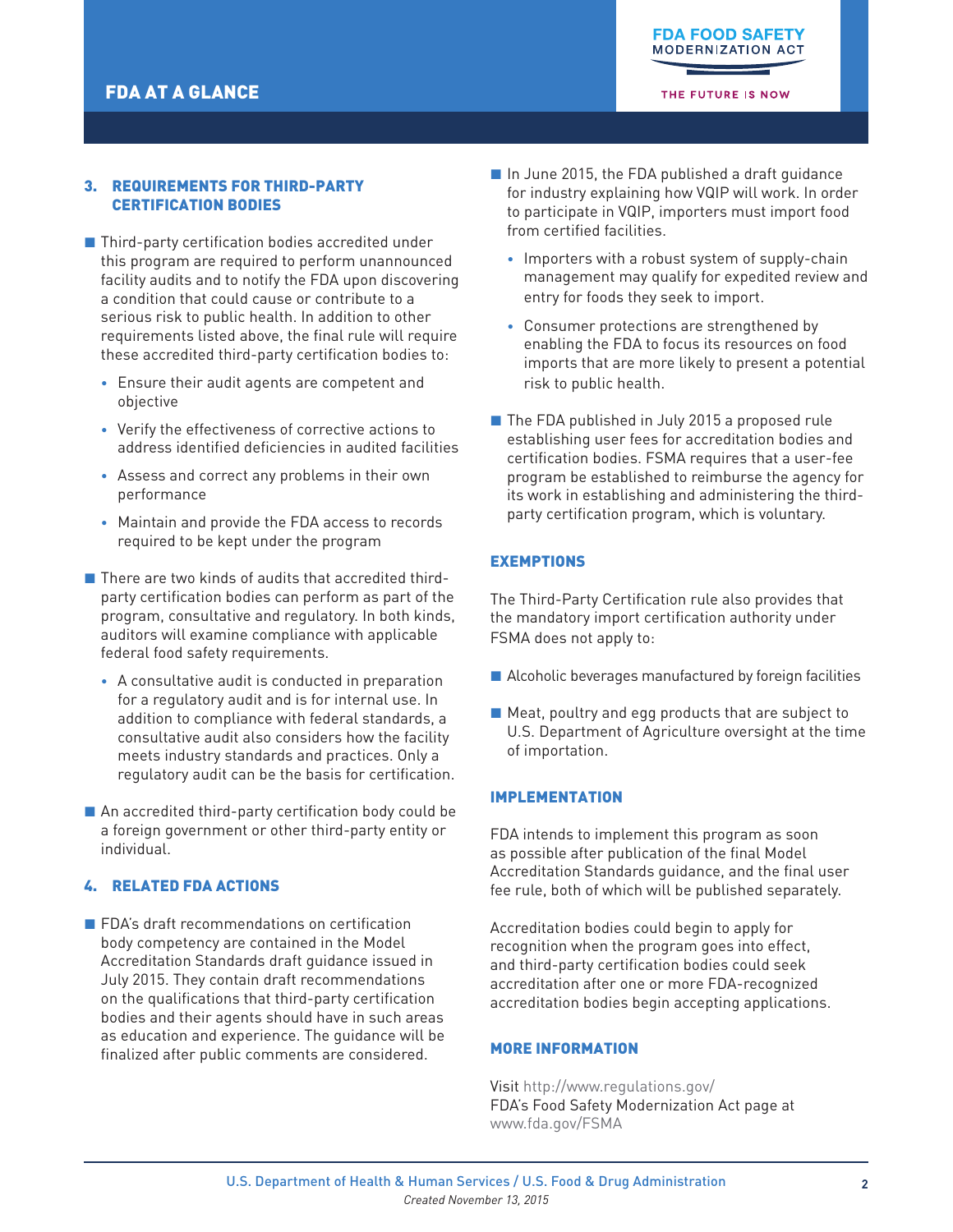## 3. REQUIREMENTS FOR THIRD-PARTY CERTIFICATION BODIES

- Third-party certification bodies accredited under this program are required to perform unannounced facility audits and to notify the FDA upon discovering a condition that could cause or contribute to a serious risk to public health. In addition to other requirements listed above, the final rule will require these accredited third-party certification bodies to:
  - Ensure their audit agents are competent and objective
  - Verify the effectiveness of corrective actions to address identified deficiencies in audited facilities
  - Assess and correct any problems in their own performance
  - Maintain and provide the FDA access to records required to be kept under the program
- There are two kinds of audits that accredited third-party certification bodies can perform as part of the program, consultative and regulatory. In both kinds, auditors will examine compliance with applicable federal food safety requirements.
  - A consultative audit is conducted in preparation for a regulatory audit and is for internal use. In addition to compliance with federal standards, a consultative audit also considers how the facility meets industry standards and practices. Only a regulatory audit can be the basis for certification.
- An accredited third-party certification body could be a foreign government or other third-party entity or individual.

## 4. RELATED FDA ACTIONS

- FDA's draft recommendations on certification body competency are contained in the Model Accreditation Standards draft guidance issued in July 2015. They contain draft recommendations on the qualifications that third-party certification bodies and their agents should have in such areas as education and experience. The guidance will be finalized after public comments are considered.
- In June 2015, the FDA published a draft guidance for industry explaining how VQIP will work. In order to participate in VQIP, importers must import food from certified facilities.
  - Importers with a robust system of supply-chain management may qualify for expedited review and entry for foods they seek to import.
  - Consumer protections are strengthened by enabling the FDA to focus its resources on food imports that are more likely to present a potential risk to public health.
- The FDA published in July 2015 a proposed rule establishing user fees for accreditation bodies and certification bodies. FSMA requires that a user-fee program be established to reimburse the agency for its work in establishing and administering the third-party certification program, which is voluntary.

## EXEMPTIONS

The Third-Party Certification rule also provides that the mandatory import certification authority under FSMA does not apply to:

- Alcoholic beverages manufactured by foreign facilities
- Meat, poultry and egg products that are subject to U.S. Department of Agriculture oversight at the time of importation.

## IMPLEMENTATION

FDA intends to implement this program as soon as possible after publication of the final Model Accreditation Standards guidance, and the final user fee rule, both of which will be published separately.

Accreditation bodies could begin to apply for recognition when the program goes into effect, and third-party certification bodies could seek accreditation after one or more FDA-recognized accreditation bodies begin accepting applications.

## MORE INFORMATION

Visit http://www.regulations.gov/
FDA's Food Safety Modernization Act page at www.fda.gov/FSMA

U.S. Department of Health & Human Services / U.S. Food & Drug Administration

*Created November 13, 2015*